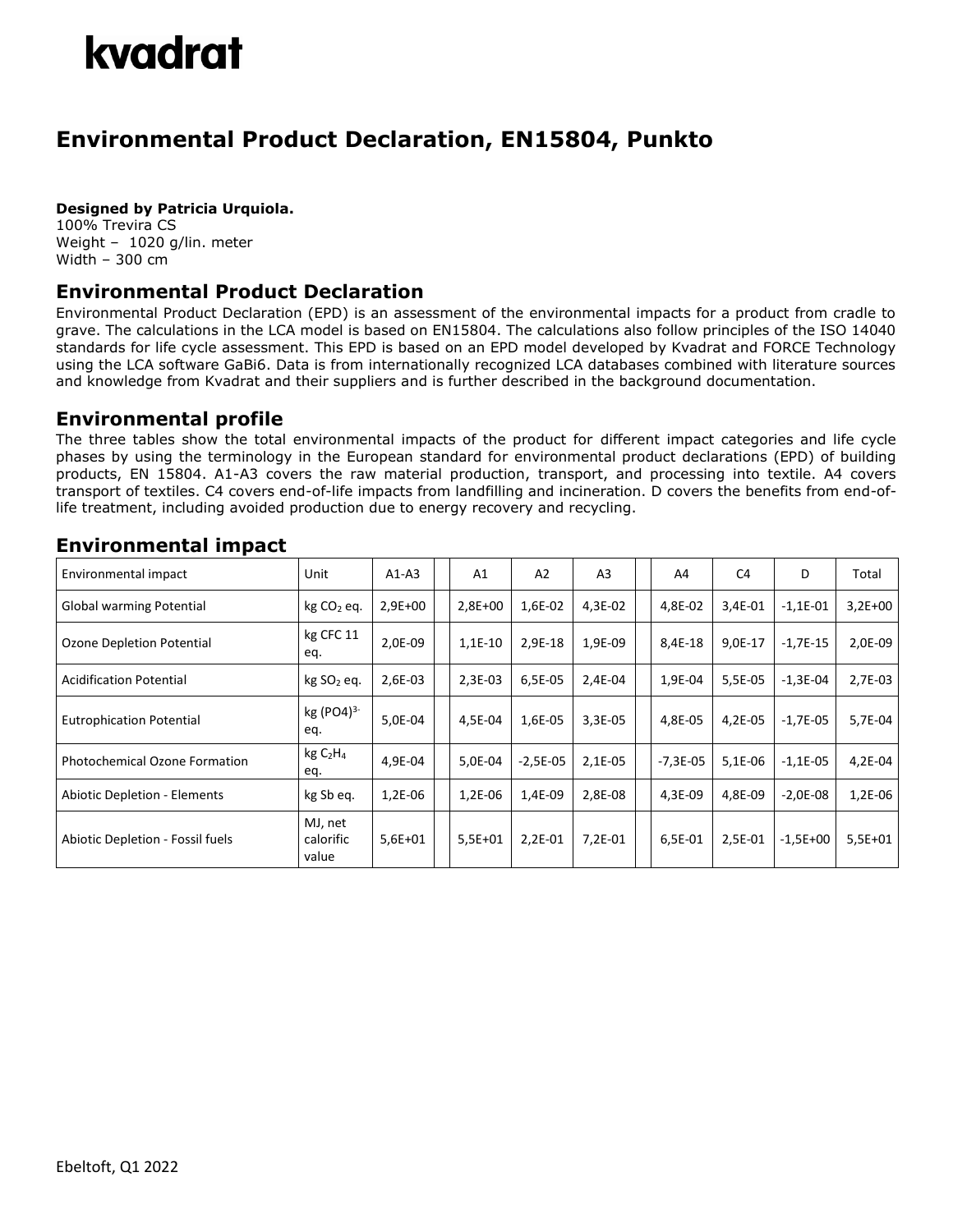# kvadrat

## Environmental Product Declaration, EN15804, Punkto

**Designed by Patricia Urquiola.**
100% Trevira CS
Weight – 1020 g/lin. meter
Width – 300 cm

## Environmental Product Declaration

Environmental Product Declaration (EPD) is an assessment of the environmental impacts for a product from cradle to grave. The calculations in the LCA model is based on EN15804. The calculations also follow principles of the ISO 14040 standards for life cycle assessment. This EPD is based on an EPD model developed by Kvadrat and FORCE Technology using the LCA software GaBi6. Data is from internationally recognized LCA databases combined with literature sources and knowledge from Kvadrat and their suppliers and is further described in the background documentation.

## Environmental profile

The three tables show the total environmental impacts of the product for different impact categories and life cycle phases by using the terminology in the European standard for environmental product declarations (EPD) of building products, EN 15804. A1-A3 covers the raw material production, transport, and processing into textile. A4 covers transport of textiles. C4 covers end-of-life impacts from landfilling and incineration. D covers the benefits from end-of-life treatment, including avoided production due to energy recovery and recycling.

## Environmental impact

| Environmental impact | Unit | A1-A3 | | A1 | A2 | A3 | | A4 | C4 | D | Total |
|---|---|---|---|---|---|---|---|---|---|---|---|
| Global warming Potential | kg $CO_2$ eq. | 2,9E+00 | | 2,8E+00 | 1,6E-02 | 4,3E-02 | | 4,8E-02 | 3,4E-01 | -1,1E-01 | 3,2E+00 |
| Ozone Depletion Potential | kg CFC 11 eq. | 2,0E-09 | | 1,1E-10 | 2,9E-18 | 1,9E-09 | | 8,4E-18 | 9,0E-17 | -1,7E-15 | 2,0E-09 |
| Acidification Potential | kg $SO_2$ eq. | 2,6E-03 | | 2,3E-03 | 6,5E-05 | 2,4E-04 | | 1,9E-04 | 5,5E-05 | -1,3E-04 | 2,7E-03 |
| Eutrophication Potential | kg $(PO4)^{3-}$ eq. | 5,0E-04 | | 4,5E-04 | 1,6E-05 | 3,3E-05 | | 4,8E-05 | 4,2E-05 | -1,7E-05 | 5,7E-04 |
| Photochemical Ozone Formation | kg $C_2H_4$ eq. | 4,9E-04 | | 5,0E-04 | -2,5E-05 | 2,1E-05 | | -7,3E-05 | 5,1E-06 | -1,1E-05 | 4,2E-04 |
| Abiotic Depletion - Elements | kg Sb eq. | 1,2E-06 | | 1,2E-06 | 1,4E-09 | 2,8E-08 | | 4,3E-09 | 4,8E-09 | -2,0E-08 | 1,2E-06 |
| Abiotic Depletion - Fossil fuels | MJ, net calorific value | 5,6E+01 | | 5,5E+01 | 2,2E-01 | 7,2E-01 | | 6,5E-01 | 2,5E-01 | -1,5E+00 | 5,5E+01 |

Ebeltoft, Q1 2022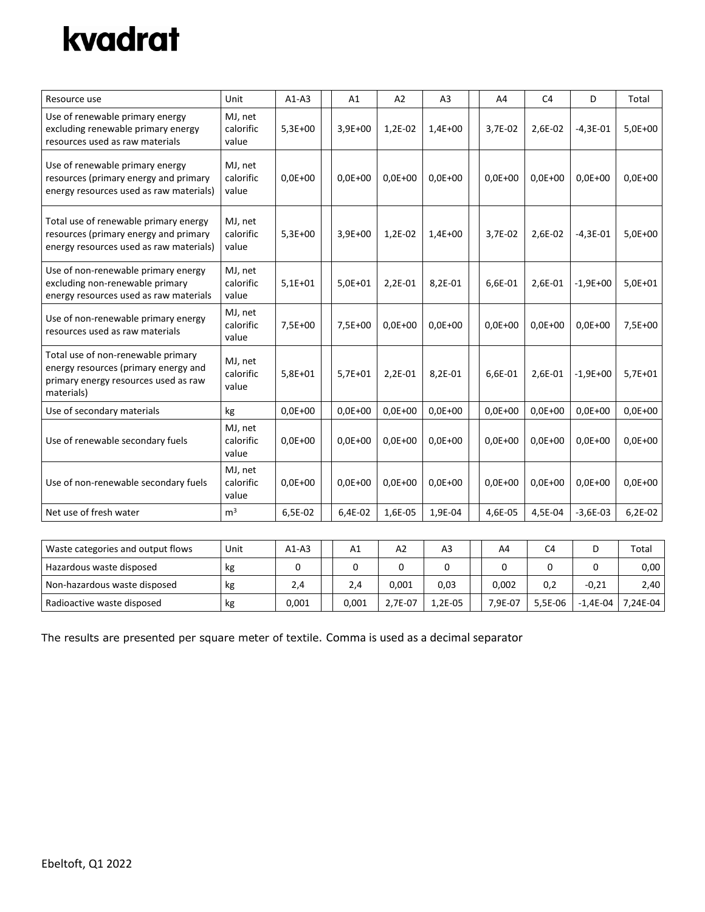kvadrat

| Resource use | Unit | A1-A3 | | A1 | A2 | A3 | | A4 | C4 | D | Total |
|---|---|---|---|---|---|---|---|---|---|---|---|
| Use of renewable primary energy excluding renewable primary energy resources used as raw materials | MJ, net calorific value | 5,3E+00 | | 3,9E+00 | 1,2E-02 | 1,4E+00 | | 3,7E-02 | 2,6E-02 | -4,3E-01 | 5,0E+00 |
| Use of renewable primary energy resources (primary energy and primary energy resources used as raw materials) | MJ, net calorific value | 0,0E+00 | | 0,0E+00 | 0,0E+00 | 0,0E+00 | | 0,0E+00 | 0,0E+00 | 0,0E+00 | 0,0E+00 |
| Total use of renewable primary energy resources (primary energy and primary energy resources used as raw materials) | MJ, net calorific value | 5,3E+00 | | 3,9E+00 | 1,2E-02 | 1,4E+00 | | 3,7E-02 | 2,6E-02 | -4,3E-01 | 5,0E+00 |
| Use of non-renewable primary energy excluding non-renewable primary energy resources used as raw materials | MJ, net calorific value | 5,1E+01 | | 5,0E+01 | 2,2E-01 | 8,2E-01 | | 6,6E-01 | 2,6E-01 | -1,9E+00 | 5,0E+01 |
| Use of non-renewable primary energy resources used as raw materials | MJ, net calorific value | 7,5E+00 | | 7,5E+00 | 0,0E+00 | 0,0E+00 | | 0,0E+00 | 0,0E+00 | 0,0E+00 | 7,5E+00 |
| Total use of non-renewable primary energy resources (primary energy and primary energy resources used as raw materials) | MJ, net calorific value | 5,8E+01 | | 5,7E+01 | 2,2E-01 | 8,2E-01 | | 6,6E-01 | 2,6E-01 | -1,9E+00 | 5,7E+01 |
| Use of secondary materials | kg | 0,0E+00 | | 0,0E+00 | 0,0E+00 | 0,0E+00 | | 0,0E+00 | 0,0E+00 | 0,0E+00 | 0,0E+00 |
| Use of renewable secondary fuels | MJ, net calorific value | 0,0E+00 | | 0,0E+00 | 0,0E+00 | 0,0E+00 | | 0,0E+00 | 0,0E+00 | 0,0E+00 | 0,0E+00 |
| Use of non-renewable secondary fuels | MJ, net calorific value | 0,0E+00 | | 0,0E+00 | 0,0E+00 | 0,0E+00 | | 0,0E+00 | 0,0E+00 | 0,0E+00 | 0,0E+00 |
| Net use of fresh water | $m^3$ | 6,5E-02 | | 6,4E-02 | 1,6E-05 | 1,9E-04 | | 4,6E-05 | 4,5E-04 | -3,6E-03 | 6,2E-02 |

| Waste categories and output flows | Unit | A1-A3 | | A1 | A2 | A3 | | A4 | C4 | D | Total |
|---|---|---|---|---|---|---|---|---|---|---|---|
| Hazardous waste disposed | kg | 0 | | 0 | 0 | 0 | | 0 | 0 | 0 | 0,00 |
| Non-hazardous waste disposed | kg | 2,4 | | 2,4 | 0,001 | 0,03 | | 0,002 | 0,2 | -0,21 | 2,40 |
| Radioactive waste disposed | kg | 0,001 | | 0,001 | 2,7E-07 | 1,2E-05 | | 7,9E-07 | 5,5E-06 | -1,4E-04 | 7,24E-04 |

The results are presented per square meter of textile. Comma is used as a decimal separator

Ebeltoft, Q1 2022